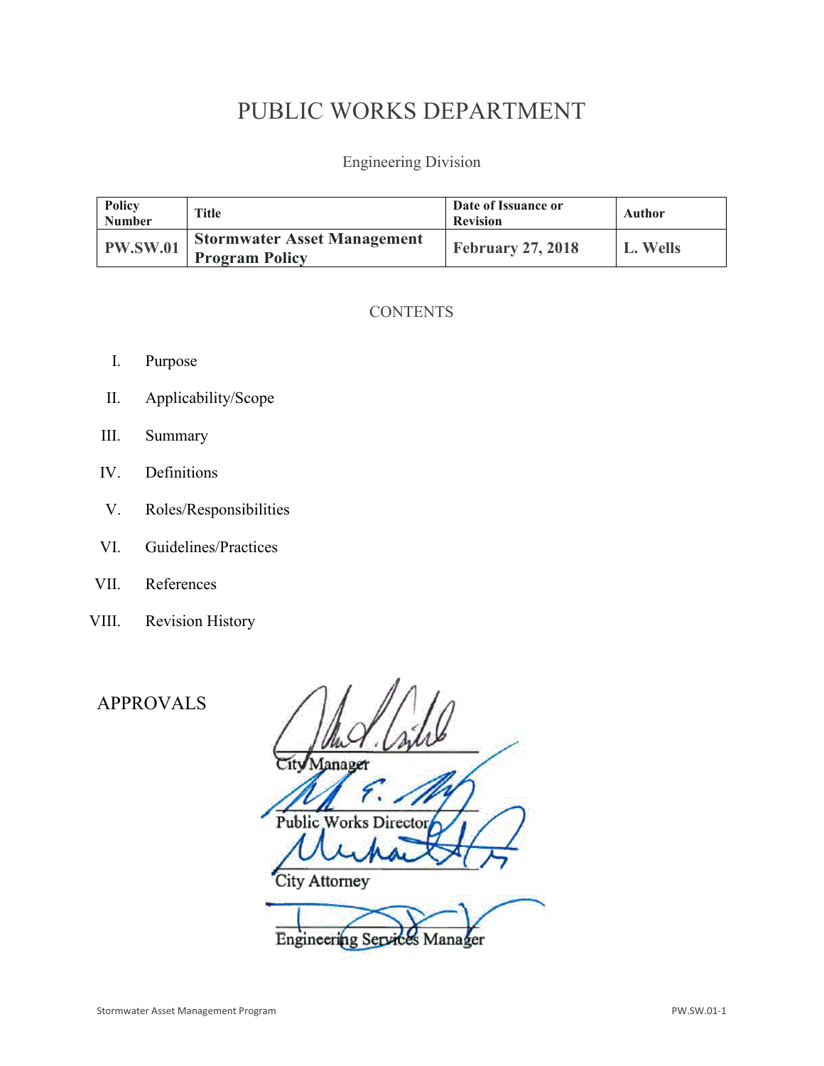# PUBLIC WORKS DEPARTMENT

Engineering Division

| Policy Number | Title | Date of Issuance or Revision | Author |
|---|---|---|---|
| **PW.SW.01** | **Stormwater Asset Management Program Policy** | **February 27, 2018** | **L. Wells** |

CONTENTS

I. Purpose

II. Applicability/Scope

III. Summary

IV. Definitions

V. Roles/Responsibilities

VI. Guidelines/Practices

VII. References

VIII. Revision History

APPROVALS

City Manager

Public Works Director

City Attorney

Engineering Services Manager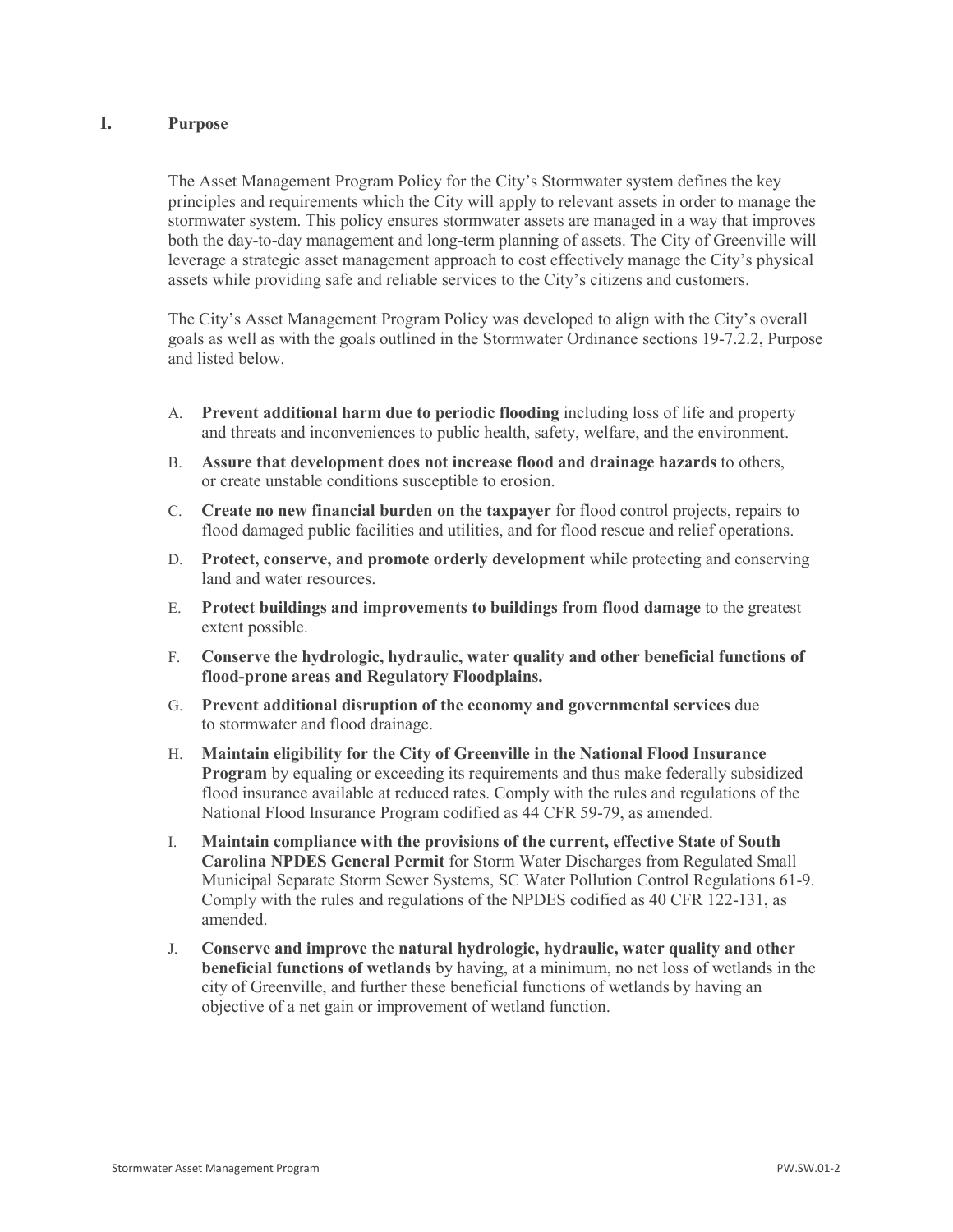## I. Purpose

The Asset Management Program Policy for the City's Stormwater system defines the key principles and requirements which the City will apply to relevant assets in order to manage the stormwater system. This policy ensures stormwater assets are managed in a way that improves both the day-to-day management and long-term planning of assets. The City of Greenville will leverage a strategic asset management approach to cost effectively manage the City's physical assets while providing safe and reliable services to the City's citizens and customers.

The City's Asset Management Program Policy was developed to align with the City's overall goals as well as with the goals outlined in the Stormwater Ordinance sections 19-7.2.2, Purpose and listed below.

A. **Prevent additional harm due to periodic flooding** including loss of life and property and threats and inconveniences to public health, safety, welfare, and the environment.

B. **Assure that development does not increase flood and drainage hazards** to others, or create unstable conditions susceptible to erosion.

C. **Create no new financial burden on the taxpayer** for flood control projects, repairs to flood damaged public facilities and utilities, and for flood rescue and relief operations.

D. **Protect, conserve, and promote orderly development** while protecting and conserving land and water resources.

E. **Protect buildings and improvements to buildings from flood damage** to the greatest extent possible.

F. **Conserve the hydrologic, hydraulic, water quality and other beneficial functions of flood-prone areas and Regulatory Floodplains.**

G. **Prevent additional disruption of the economy and governmental services** due to stormwater and flood drainage.

H. **Maintain eligibility for the City of Greenville in the National Flood Insurance Program** by equaling or exceeding its requirements and thus make federally subsidized flood insurance available at reduced rates. Comply with the rules and regulations of the National Flood Insurance Program codified as 44 CFR 59-79, as amended.

I. **Maintain compliance with the provisions of the current, effective State of South Carolina NPDES General Permit** for Storm Water Discharges from Regulated Small Municipal Separate Storm Sewer Systems, SC Water Pollution Control Regulations 61-9. Comply with the rules and regulations of the NPDES codified as 40 CFR 122-131, as amended.

J. **Conserve and improve the natural hydrologic, hydraulic, water quality and other beneficial functions of wetlands** by having, at a minimum, no net loss of wetlands in the city of Greenville, and further these beneficial functions of wetlands by having an objective of a net gain or improvement of wetland function.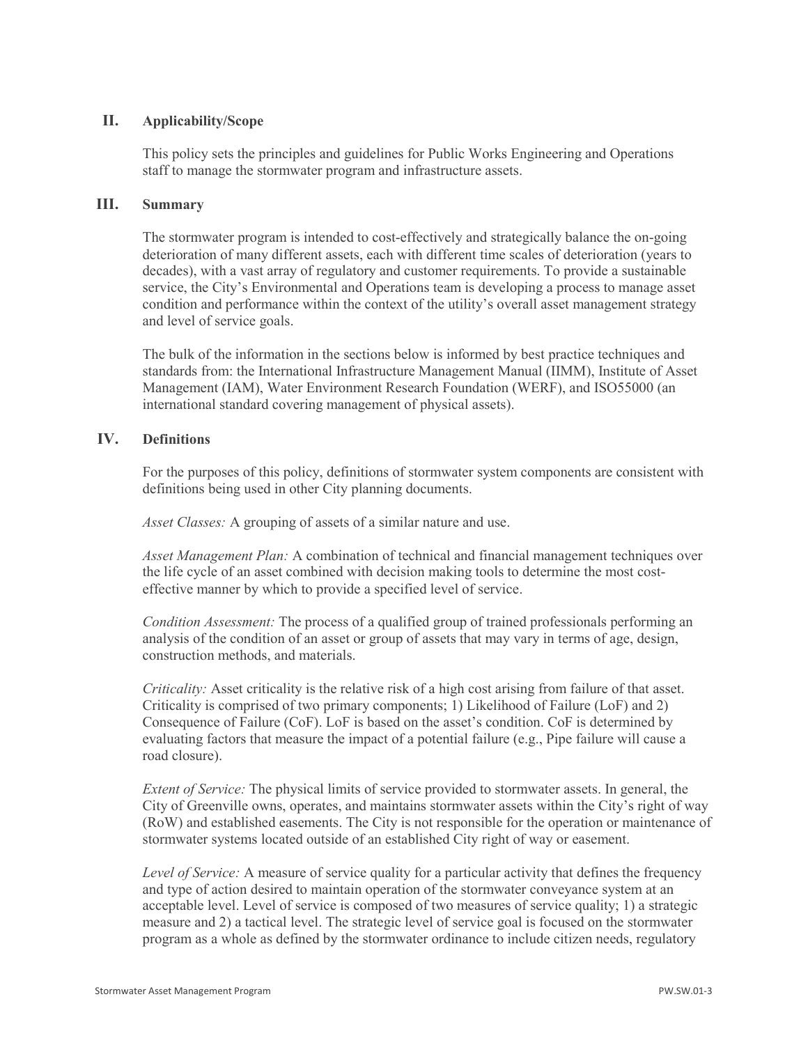## II. Applicability/Scope

This policy sets the principles and guidelines for Public Works Engineering and Operations staff to manage the stormwater program and infrastructure assets.

## III. Summary

The stormwater program is intended to cost-effectively and strategically balance the on-going deterioration of many different assets, each with different time scales of deterioration (years to decades), with a vast array of regulatory and customer requirements. To provide a sustainable service, the City's Environmental and Operations team is developing a process to manage asset condition and performance within the context of the utility's overall asset management strategy and level of service goals.

The bulk of the information in the sections below is informed by best practice techniques and standards from: the International Infrastructure Management Manual (IIMM), Institute of Asset Management (IAM), Water Environment Research Foundation (WERF), and ISO55000 (an international standard covering management of physical assets).

## IV. Definitions

For the purposes of this policy, definitions of stormwater system components are consistent with definitions being used in other City planning documents.

*Asset Classes:* A grouping of assets of a similar nature and use.

*Asset Management Plan:* A combination of technical and financial management techniques over the life cycle of an asset combined with decision making tools to determine the most cost-effective manner by which to provide a specified level of service.

*Condition Assessment:* The process of a qualified group of trained professionals performing an analysis of the condition of an asset or group of assets that may vary in terms of age, design, construction methods, and materials.

*Criticality:* Asset criticality is the relative risk of a high cost arising from failure of that asset. Criticality is comprised of two primary components; 1) Likelihood of Failure (LoF) and 2) Consequence of Failure (CoF). LoF is based on the asset's condition. CoF is determined by evaluating factors that measure the impact of a potential failure (e.g., Pipe failure will cause a road closure).

*Extent of Service:* The physical limits of service provided to stormwater assets. In general, the City of Greenville owns, operates, and maintains stormwater assets within the City's right of way (RoW) and established easements. The City is not responsible for the operation or maintenance of stormwater systems located outside of an established City right of way or easement.

*Level of Service:* A measure of service quality for a particular activity that defines the frequency and type of action desired to maintain operation of the stormwater conveyance system at an acceptable level. Level of service is composed of two measures of service quality; 1) a strategic measure and 2) a tactical level. The strategic level of service goal is focused on the stormwater program as a whole as defined by the stormwater ordinance to include citizen needs, regulatory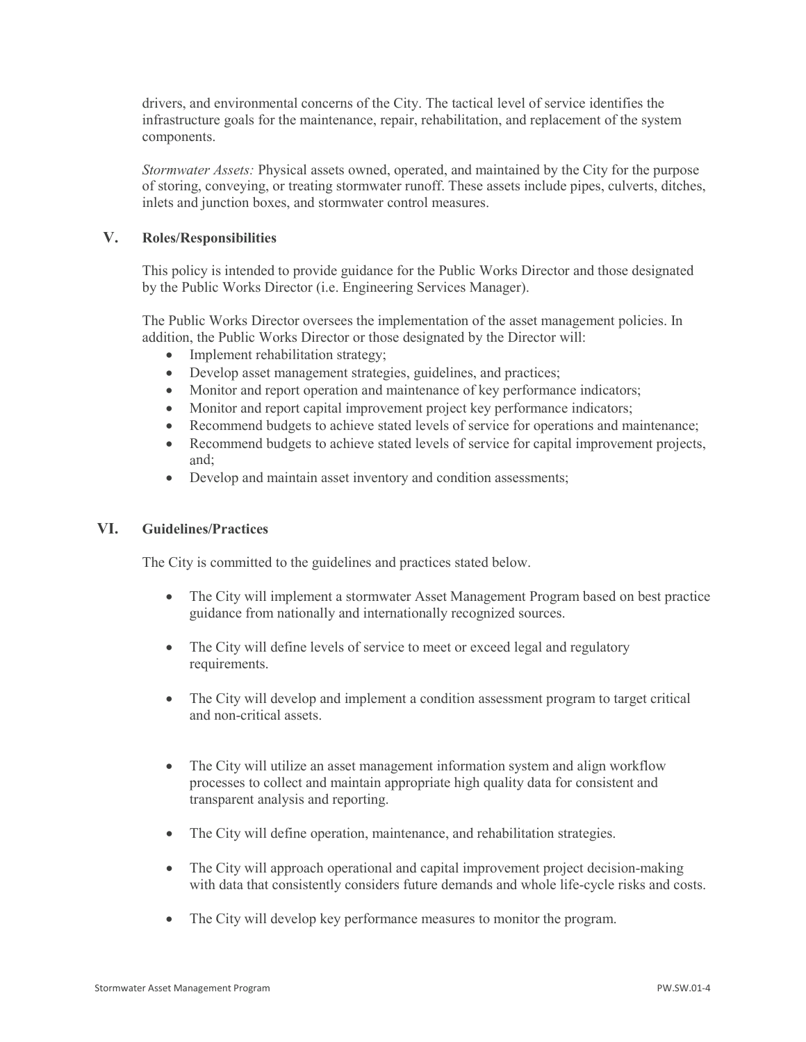drivers, and environmental concerns of the City. The tactical level of service identifies the infrastructure goals for the maintenance, repair, rehabilitation, and replacement of the system components.

*Stormwater Assets:* Physical assets owned, operated, and maintained by the City for the purpose of storing, conveying, or treating stormwater runoff. These assets include pipes, culverts, ditches, inlets and junction boxes, and stormwater control measures.

## V. Roles/Responsibilities

This policy is intended to provide guidance for the Public Works Director and those designated by the Public Works Director (i.e. Engineering Services Manager).

The Public Works Director oversees the implementation of the asset management policies. In addition, the Public Works Director or those designated by the Director will:

- Implement rehabilitation strategy;
- Develop asset management strategies, guidelines, and practices;
- Monitor and report operation and maintenance of key performance indicators;
- Monitor and report capital improvement project key performance indicators;
- Recommend budgets to achieve stated levels of service for operations and maintenance;
- Recommend budgets to achieve stated levels of service for capital improvement projects, and;
- Develop and maintain asset inventory and condition assessments;

## VI. Guidelines/Practices

The City is committed to the guidelines and practices stated below.

- The City will implement a stormwater Asset Management Program based on best practice guidance from nationally and internationally recognized sources.
- The City will define levels of service to meet or exceed legal and regulatory requirements.
- The City will develop and implement a condition assessment program to target critical and non-critical assets.
- The City will utilize an asset management information system and align workflow processes to collect and maintain appropriate high quality data for consistent and transparent analysis and reporting.
- The City will define operation, maintenance, and rehabilitation strategies.
- The City will approach operational and capital improvement project decision-making with data that consistently considers future demands and whole life-cycle risks and costs.
- The City will develop key performance measures to monitor the program.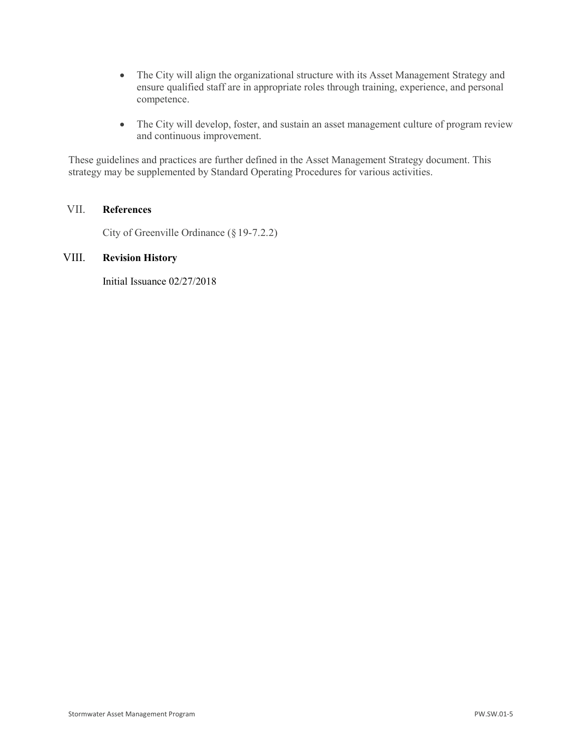- The City will align the organizational structure with its Asset Management Strategy and ensure qualified staff are in appropriate roles through training, experience, and personal competence.

- The City will develop, foster, and sustain an asset management culture of program review and continuous improvement.

These guidelines and practices are further defined in the Asset Management Strategy document. This strategy may be supplemented by Standard Operating Procedures for various activities.

## VII. References

City of Greenville Ordinance (§19-7.2.2)

## VIII. Revision History

Initial Issuance 02/27/2018